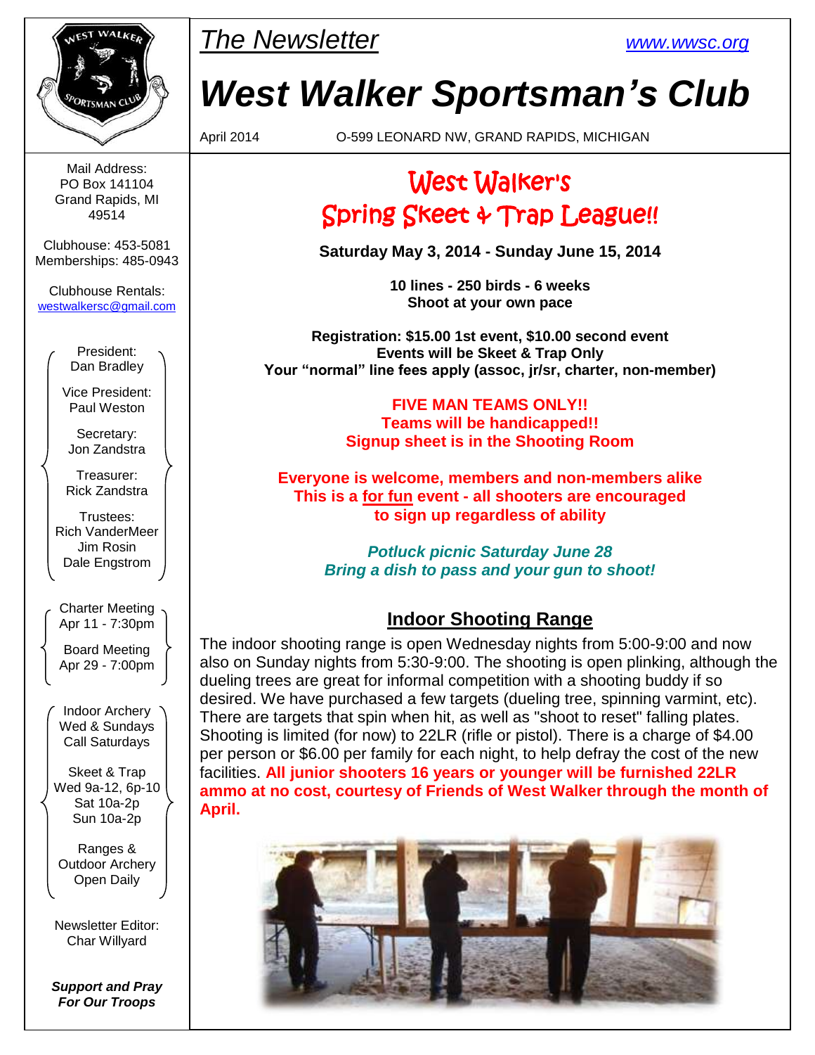*The Newsletter* [www.wwsc.org](http://www.wwsc.org)

# West Walker Sportsman's Club

April 2014 O-599 LEONARD NW, GRAND RAPIDS, MICHIGAN

Mail Address:
PO Box 141104
Grand Rapids, MI
49514

Clubhouse: 453-5081
Memberships: 485-0943

Clubhouse Rentals:
westwalkersc@gmail.com

President:
Dan Bradley

Vice President:
Paul Weston

Secretary:
Jon Zandstra

Treasurer:
Rick Zandstra

Trustees:
Rich VanderMeer
Jim Rosin
Dale Engstrom

Charter Meeting
Apr 11 - 7:30pm

Board Meeting
Apr 29 - 7:00pm

Indoor Archery
Wed & Sundays
Call Saturdays

Skeet & Trap
Wed 9a-12, 6p-10
Sat 10a-2p
Sun 10a-2p

Ranges &
Outdoor Archery
Open Daily

Newsletter Editor:
Char Willyard

***Support and Pray For Our Troops***

## West Walker's Spring Skeet & Trap League!!

**Saturday May 3, 2014 - Sunday June 15, 2014**

**10 lines - 250 birds - 6 weeks**
**Shoot at your own pace**

**Registration: $15.00 1st event, $10.00 second event**
**Events will be Skeet & Trap Only**
**Your "normal" line fees apply (assoc, jr/sr, charter, non-member)**

**FIVE MAN TEAMS ONLY!!**
**Teams will be handicapped!!**
**Signup sheet is in the Shooting Room**

**Everyone is welcome, members and non-members alike**
**This is a for fun event - all shooters are encouraged to sign up regardless of ability**

***Potluck picnic Saturday June 28***
***Bring a dish to pass and your gun to shoot!***

## Indoor Shooting Range

The indoor shooting range is open Wednesday nights from 5:00-9:00 and now also on Sunday nights from 5:30-9:00. The shooting is open plinking, although the dueling trees are great for informal competition with a shooting buddy if so desired. We have purchased a few targets (dueling tree, spinning varmint, etc). There are targets that spin when hit, as well as "shoot to reset" falling plates. Shooting is limited (for now) to 22LR (rifle or pistol). There is a charge of $4.00 per person or $6.00 per family for each night, to help defray the cost of the new facilities. **All junior shooters 16 years or younger will be furnished 22LR ammo at no cost, courtesy of Friends of West Walker through the month of April.**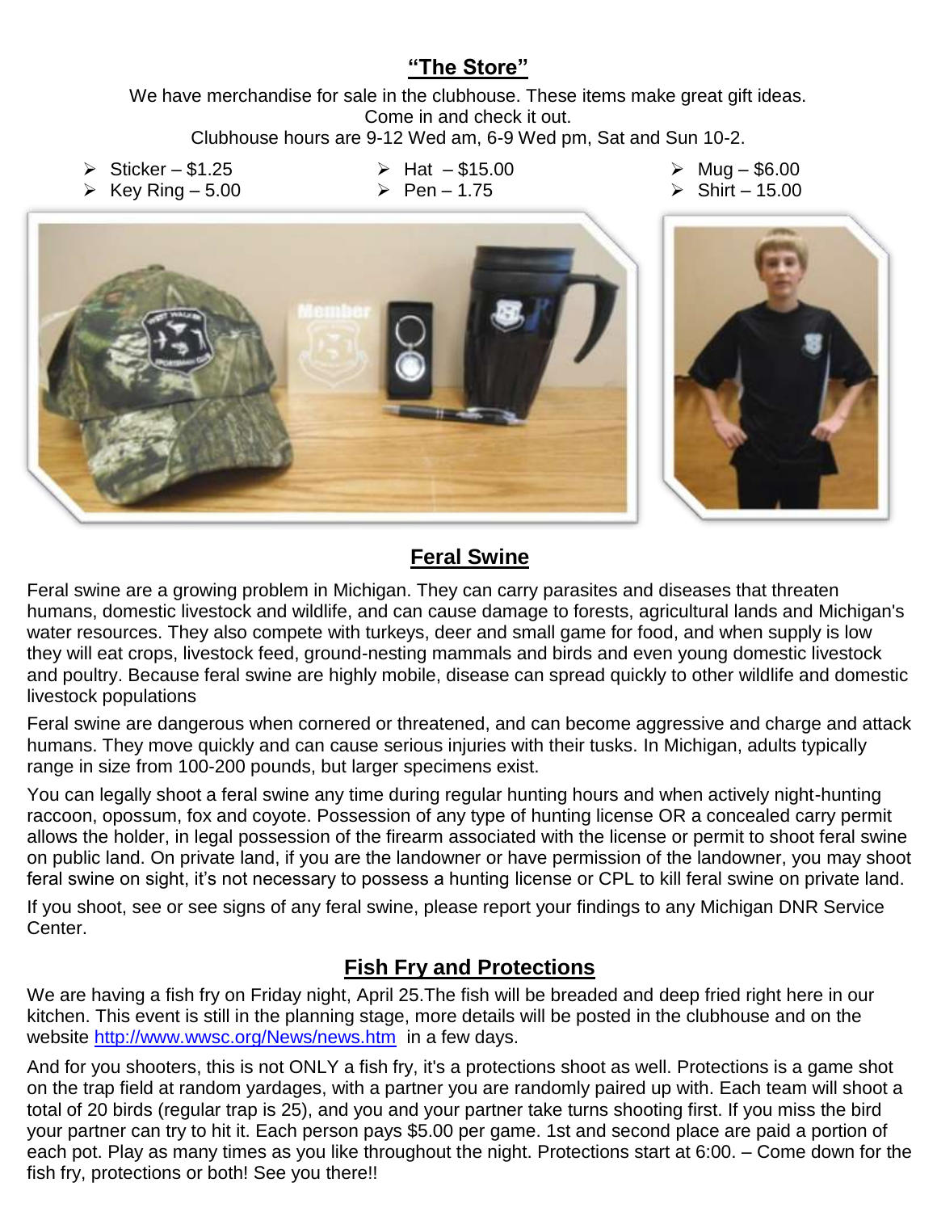## "The Store"

We have merchandise for sale in the clubhouse. These items make great gift ideas.
Come in and check it out.
Clubhouse hours are 9-12 Wed am, 6-9 Wed pm, Sat and Sun 10-2.

- Sticker – $1.25
- Key Ring – 5.00
- Hat – $15.00
- Pen – 1.75
- Mug – $6.00
- Shirt – 15.00

## Feral Swine

Feral swine are a growing problem in Michigan. They can carry parasites and diseases that threaten humans, domestic livestock and wildlife, and can cause damage to forests, agricultural lands and Michigan's water resources. They also compete with turkeys, deer and small game for food, and when supply is low they will eat crops, livestock feed, ground-nesting mammals and birds and even young domestic livestock and poultry. Because feral swine are highly mobile, disease can spread quickly to other wildlife and domestic livestock populations

Feral swine are dangerous when cornered or threatened, and can become aggressive and charge and attack humans. They move quickly and can cause serious injuries with their tusks. In Michigan, adults typically range in size from 100-200 pounds, but larger specimens exist.

You can legally shoot a feral swine any time during regular hunting hours and when actively night-hunting raccoon, opossum, fox and coyote. Possession of any type of hunting license OR a concealed carry permit allows the holder, in legal possession of the firearm associated with the license or permit to shoot feral swine on public land. On private land, if you are the landowner or have permission of the landowner, you may shoot feral swine on sight, it's not necessary to possess a hunting license or CPL to kill feral swine on private land.

If you shoot, see or see signs of any feral swine, please report your findings to any Michigan DNR Service Center.

## Fish Fry and Protections

We are having a fish fry on Friday night, April 25.The fish will be breaded and deep fried right here in our kitchen. This event is still in the planning stage, more details will be posted in the clubhouse and on the website http://www.wwsc.org/News/news.htm in a few days.

And for you shooters, this is not ONLY a fish fry, it's a protections shoot as well. Protections is a game shot on the trap field at random yardages, with a partner you are randomly paired up with. Each team will shoot a total of 20 birds (regular trap is 25), and you and your partner take turns shooting first. If you miss the bird your partner can try to hit it. Each person pays $5.00 per game. 1st and second place are paid a portion of each pot. Play as many times as you like throughout the night. Protections start at 6:00. – Come down for the fish fry, protections or both! See you there!!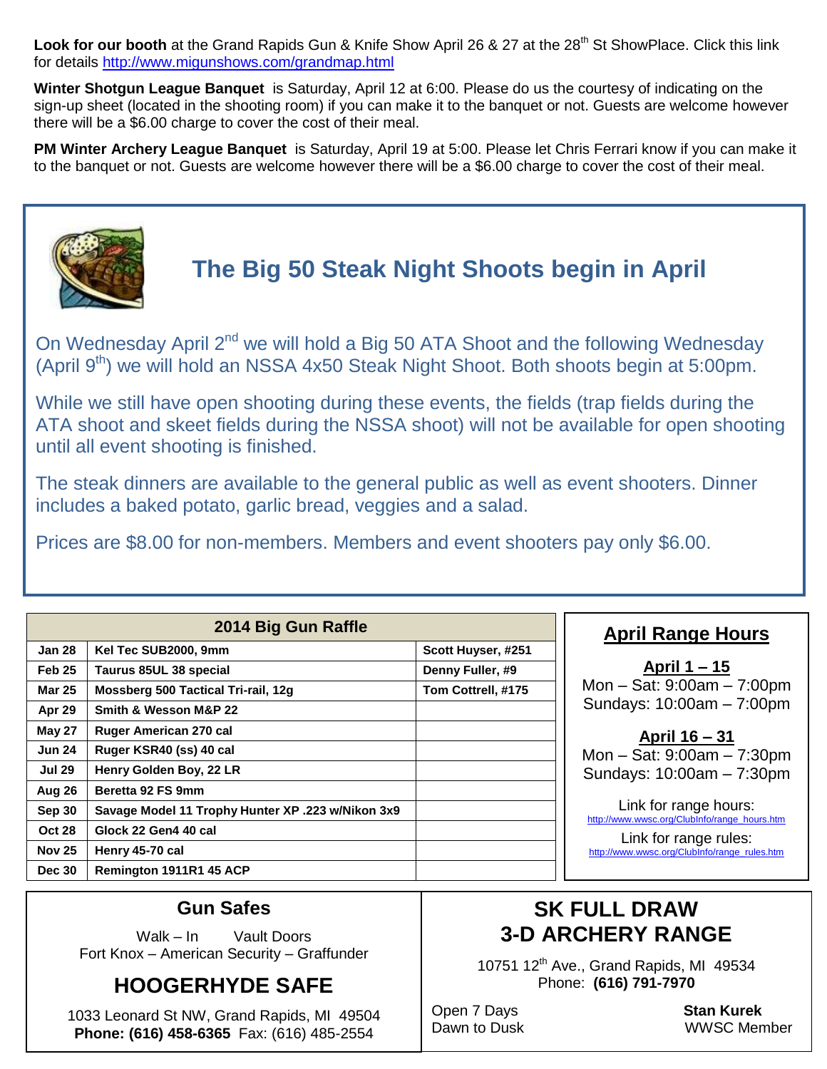**Look for our booth** at the Grand Rapids Gun & Knife Show April 26 & 27 at the 28th St ShowPlace. Click this link for details http://www.migunshows.com/grandmap.html

**Winter Shotgun League Banquet** is Saturday, April 12 at 6:00. Please do us the courtesy of indicating on the sign-up sheet (located in the shooting room) if you can make it to the banquet or not. Guests are welcome however there will be a $6.00 charge to cover the cost of their meal.

**PM Winter Archery League Banquet** is Saturday, April 19 at 5:00. Please let Chris Ferrari know if you can make it to the banquet or not. Guests are welcome however there will be a $6.00 charge to cover the cost of their meal.

## The Big 50 Steak Night Shoots begin in April

On Wednesday April 2nd we will hold a Big 50 ATA Shoot and the following Wednesday (April 9th) we will hold an NSSA 4x50 Steak Night Shoot. Both shoots begin at 5:00pm.

While we still have open shooting during these events, the fields (trap fields during the ATA shoot and skeet fields during the NSSA shoot) will not be available for open shooting until all event shooting is finished.

The steak dinners are available to the general public as well as event shooters. Dinner includes a baked potato, garlic bread, veggies and a salad.

Prices are $8.00 for non-members. Members and event shooters pay only $6.00.

**2014 Big Gun Raffle**

| Date | Gun | Winner |
|---|---|---|
| **Jan 28** | **Kel Tec SUB2000, 9mm** | **Scott Huyser, #251** |
| **Feb 25** | **Taurus 85UL 38 special** | **Denny Fuller, #9** |
| **Mar 25** | **Mossberg 500 Tactical Tri-rail, 12g** | **Tom Cottrell, #175** |
| **Apr 29** | **Smith & Wesson M&P 22** | |
| **May 27** | **Ruger American 270 cal** | |
| **Jun 24** | **Ruger KSR40 (ss) 40 cal** | |
| **Jul 29** | **Henry Golden Boy, 22 LR** | |
| **Aug 26** | **Beretta 92 FS 9mm** | |
| **Sep 30** | **Savage Model 11 Trophy Hunter XP .223 w/Nikon 3x9** | |
| **Oct 28** | **Glock 22 Gen4 40 cal** | |
| **Nov 25** | **Henry 45-70 cal** | |
| **Dec 30** | **Remington 1911R1 45 ACP** | |

## April Range Hours

**April 1 – 15**
Mon – Sat: 9:00am – 7:00pm
Sundays: 10:00am – 7:00pm

**April 16 – 31**
Mon – Sat: 9:00am – 7:30pm
Sundays: 10:00am – 7:30pm

Link for range hours:
http://www.wwsc.org/ClubInfo/range_hours.htm

Link for range rules:
http://www.wwsc.org/ClubInfo/range_rules.htm

### Gun Safes

Walk – In Vault Doors
Fort Knox – American Security – Graffunder

### HOOGERHYDE SAFE

1033 Leonard St NW, Grand Rapids, MI 49504
**Phone: (616) 458-6365** Fax: (616) 485-2554

### SK FULL DRAW 3-D ARCHERY RANGE

10751 12th Ave., Grand Rapids, MI 49534
Phone: **(616) 791-7970**

Open 7 Days
Dawn to Dusk

**Stan Kurek**
WWSC Member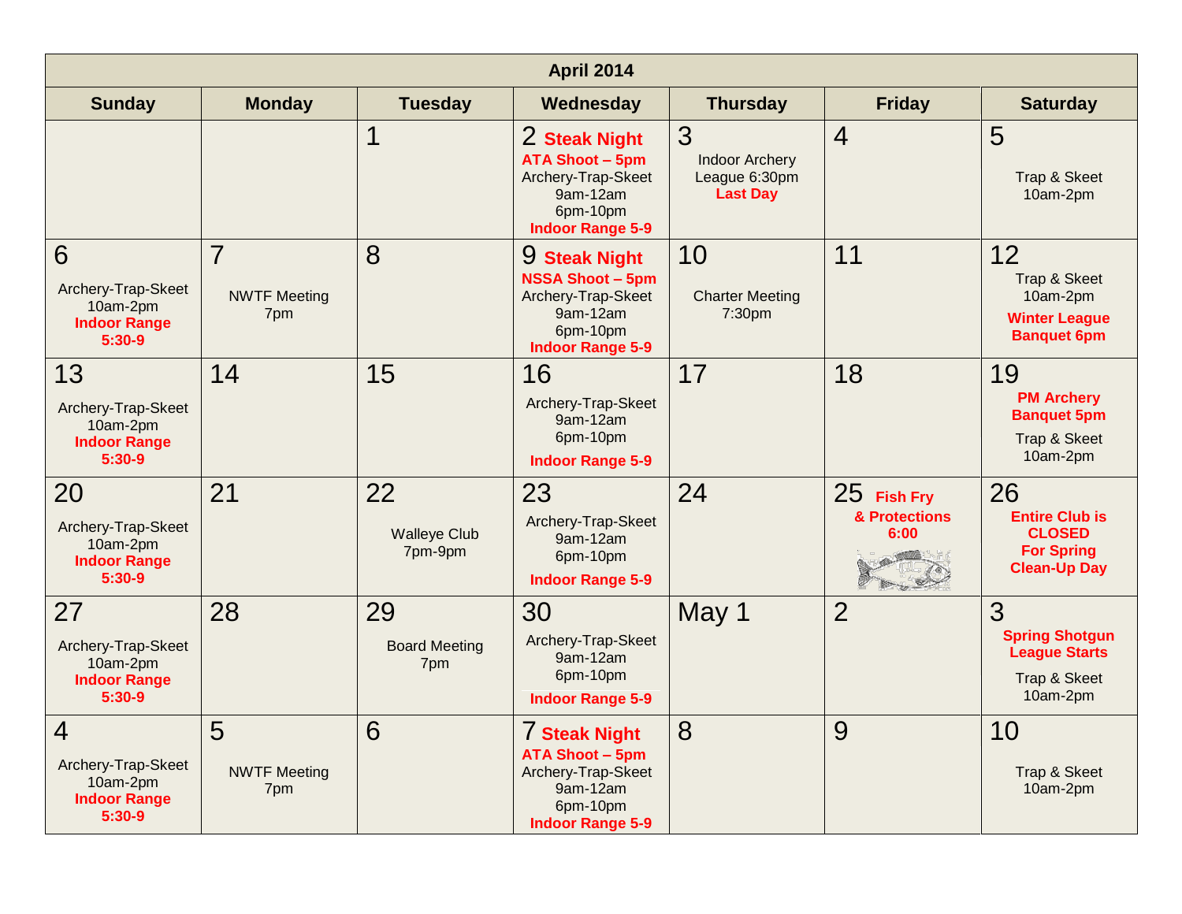| April 2014 | | | | | | |
|---|---|---|---|---|---|---|
| **Sunday** | **Monday** | **Tuesday** | **Wednesday** | **Thursday** | **Friday** | **Saturday** |
| | | 1 | 2 **Steak Night** **ATA Shoot – 5pm** Archery-Trap-Skeet 9am-12am 6pm-10pm **Indoor Range 5-9** | 3 Indoor Archery League 6:30pm **Last Day** | 4 | 5 Trap & Skeet 10am-2pm |
| 6 Archery-Trap-Skeet 10am-2pm **Indoor Range 5:30-9** | 7 NWTF Meeting 7pm | 8 | 9 **Steak Night** **NSSA Shoot – 5pm** Archery-Trap-Skeet 9am-12am 6pm-10pm **Indoor Range 5-9** | 10 Charter Meeting 7:30pm | 11 | 12 Trap & Skeet 10am-2pm **Winter League Banquet 6pm** |
| 13 Archery-Trap-Skeet 10am-2pm **Indoor Range 5:30-9** | 14 | 15 | 16 Archery-Trap-Skeet 9am-12am 6pm-10pm **Indoor Range 5-9** | 17 | 18 | 19 **PM Archery Banquet 5pm** Trap & Skeet 10am-2pm |
| 20 Archery-Trap-Skeet 10am-2pm **Indoor Range 5:30-9** | 21 | 22 Walleye Club 7pm-9pm | 23 Archery-Trap-Skeet 9am-12am 6pm-10pm **Indoor Range 5-9** | 24 | 25 **Fish Fry & Protections 6:00** | 26 **Entire Club is CLOSED For Spring Clean-Up Day** |
| 27 Archery-Trap-Skeet 10am-2pm **Indoor Range 5:30-9** | 28 | 29 Board Meeting 7pm | 30 Archery-Trap-Skeet 9am-12am 6pm-10pm **Indoor Range 5-9** | May 1 | 2 | 3 **Spring Shotgun League Starts** Trap & Skeet 10am-2pm |
| 4 Archery-Trap-Skeet 10am-2pm **Indoor Range 5:30-9** | 5 NWTF Meeting 7pm | 6 | 7 **Steak Night** **ATA Shoot – 5pm** Archery-Trap-Skeet 9am-12am 6pm-10pm **Indoor Range 5-9** | 8 | 9 | 10 Trap & Skeet 10am-2pm |